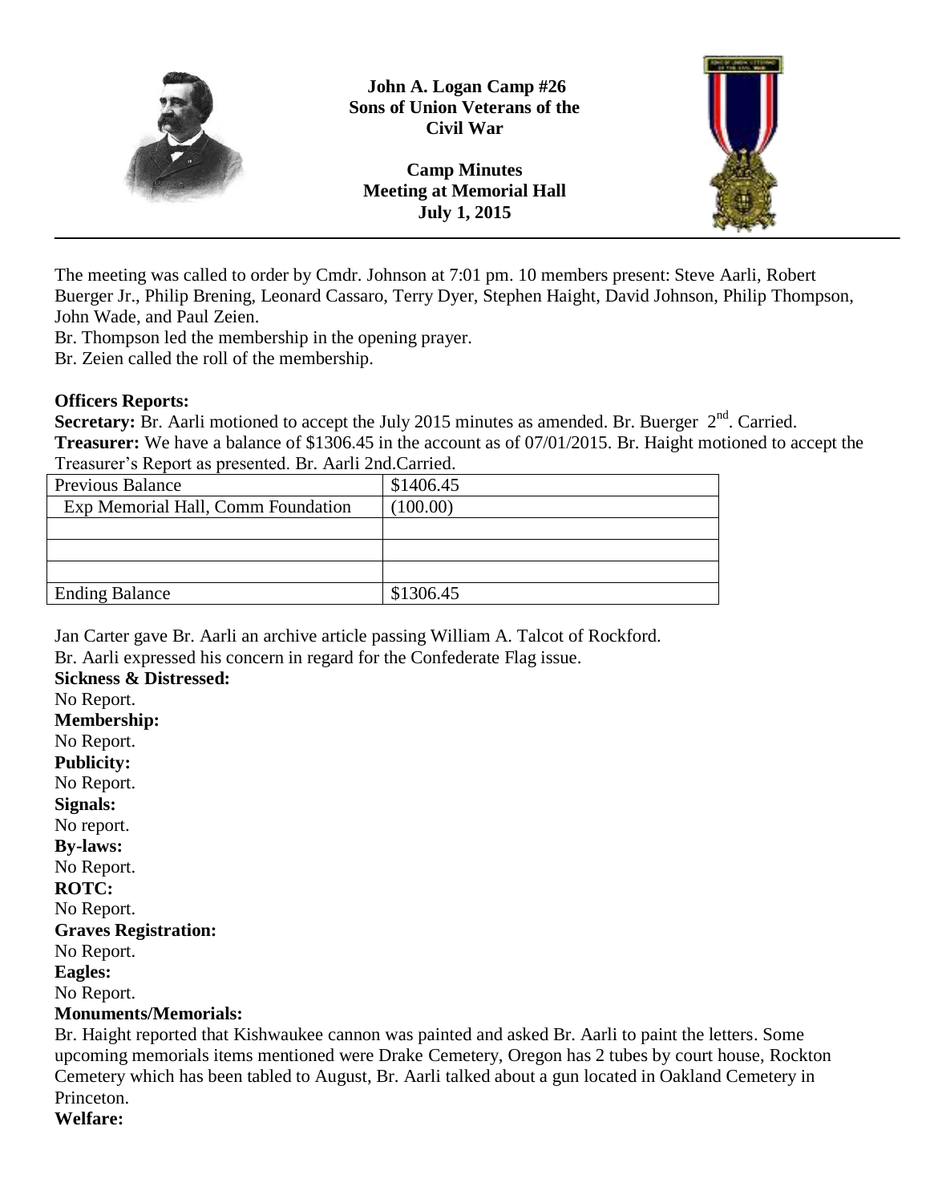**John A. Logan Camp #26**
**Sons of Union Veterans of the Civil War**

**Camp Minutes**
**Meeting at Memorial Hall**
**July 1, 2015**

---

The meeting was called to order by Cmdr. Johnson at 7:01 pm. 10 members present: Steve Aarli, Robert Buerger Jr., Philip Brening, Leonard Cassaro, Terry Dyer, Stephen Haight, David Johnson, Philip Thompson, John Wade, and Paul Zeien.

Br. Thompson led the membership in the opening prayer.

Br. Zeien called the roll of the membership.

**Officers Reports:**

**Secretary:** Br. Aarli motioned to accept the July 2015 minutes as amended. Br. Buerger 2nd. Carried.

**Treasurer:** We have a balance of $1306.45 in the account as of 07/01/2015. Br. Haight motioned to accept the Treasurer's Report as presented. Br. Aarli 2nd.Carried.

| Previous Balance | $1406.45 |
|---|---|
| Exp Memorial Hall, Comm Foundation | (100.00) |
| | |
| | |
| | |
| Ending Balance | $1306.45 |

Jan Carter gave Br. Aarli an archive article passing William A. Talcot of Rockford.

Br. Aarli expressed his concern in regard for the Confederate Flag issue.

**Sickness & Distressed:**
No Report.

**Membership:**
No Report.

**Publicity:**
No Report.

**Signals:**
No report.

**By-laws:**
No Report.

**ROTC:**
No Report.

**Graves Registration:**
No Report.

**Eagles:**
No Report.

**Monuments/Memorials:**
Br. Haight reported that Kishwaukee cannon was painted and asked Br. Aarli to paint the letters. Some upcoming memorials items mentioned were Drake Cemetery, Oregon has 2 tubes by court house, Rockton Cemetery which has been tabled to August, Br. Aarli talked about a gun located in Oakland Cemetery in Princeton.

**Welfare:**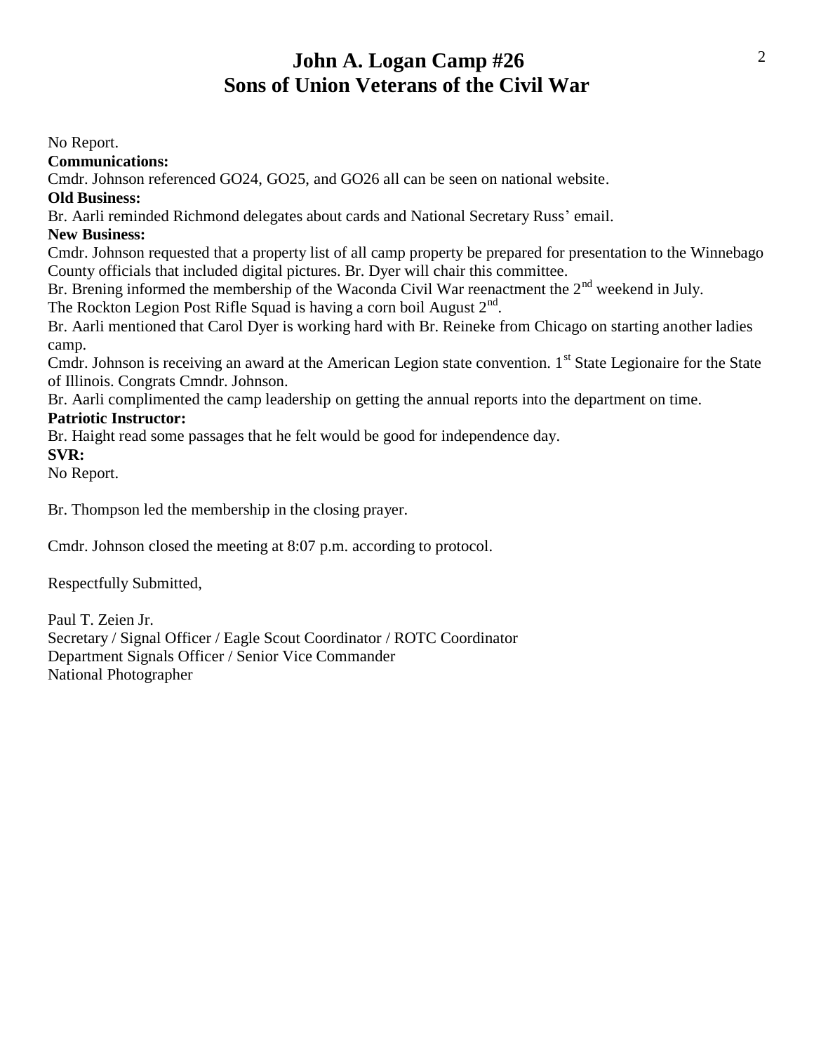No Report.

**Communications:**

Cmdr. Johnson referenced GO24, GO25, and GO26 all can be seen on national website.

**Old Business:**

Br. Aarli reminded Richmond delegates about cards and National Secretary Russ' email.

**New Business:**

Cmdr. Johnson requested that a property list of all camp property be prepared for presentation to the Winnebago County officials that included digital pictures. Br. Dyer will chair this committee.

Br. Brening informed the membership of the Waconda Civil War reenactment the 2nd weekend in July.

The Rockton Legion Post Rifle Squad is having a corn boil August 2nd.

Br. Aarli mentioned that Carol Dyer is working hard with Br. Reineke from Chicago on starting another ladies camp.

Cmdr. Johnson is receiving an award at the American Legion state convention. 1st State Legionaire for the State of Illinois. Congrats Cmndr. Johnson.

Br. Aarli complimented the camp leadership on getting the annual reports into the department on time.

**Patriotic Instructor:**

Br. Haight read some passages that he felt would be good for independence day.

**SVR:**

No Report.

Br. Thompson led the membership in the closing prayer.

Cmdr. Johnson closed the meeting at 8:07 p.m. according to protocol.

Respectfully Submitted,

Paul T. Zeien Jr.
Secretary / Signal Officer / Eagle Scout Coordinator / ROTC Coordinator
Department Signals Officer / Senior Vice Commander
National Photographer